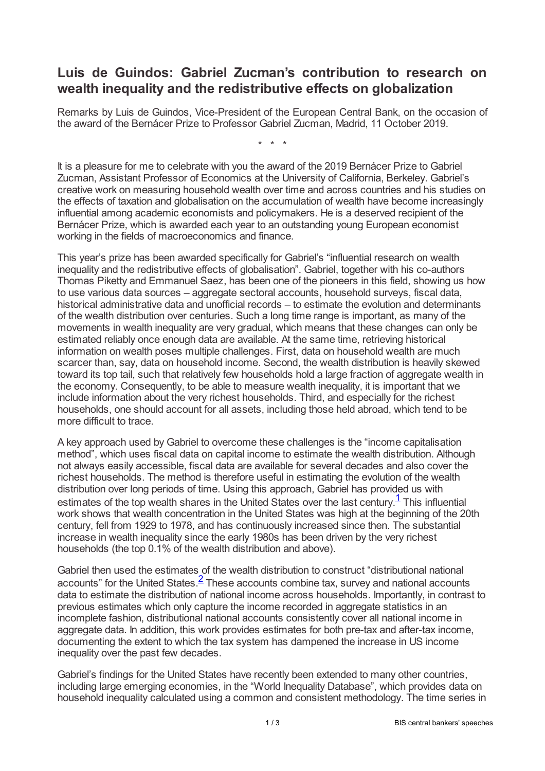# Luis de Guindos: Gabriel Zucman's contribution to research on wealth inequality and the redistributive effects on globalization

Remarks by Luis de Guindos, Vice-President of the European Central Bank, on the occasion of the award of the Bernácer Prize to Professor Gabriel Zucman, Madrid, 11 October 2019.

\* \* \*

It is a pleasure for me to celebrate with you the award of the 2019 Bernácer Prize to Gabriel Zucman, Assistant Professor of Economics at the University of California, Berkeley. Gabriel's creative work on measuring household wealth over time and across countries and his studies on the effects of taxation and globalisation on the accumulation of wealth have become increasingly influential among academic economists and policymakers. He is a deserved recipient of the Bernácer Prize, which is awarded each year to an outstanding young European economist working in the fields of macroeconomics and finance.

This year's prize has been awarded specifically for Gabriel's "influential research on wealth inequality and the redistributive effects of globalisation". Gabriel, together with his co-authors Thomas Piketty and Emmanuel Saez, has been one of the pioneers in this field, showing us how to use various data sources – aggregate sectoral accounts, household surveys, fiscal data, historical administrative data and unofficial records – to estimate the evolution and determinants of the wealth distribution over centuries. Such a long time range is important, as many of the movements in wealth inequality are very gradual, which means that these changes can only be estimated reliably once enough data are available. At the same time, retrieving historical information on wealth poses multiple challenges. First, data on household wealth are much scarcer than, say, data on household income. Second, the wealth distribution is heavily skewed toward its top tail, such that relatively few households hold a large fraction of aggregate wealth in the economy. Consequently, to be able to measure wealth inequality, it is important that we include information about the very richest households. Third, and especially for the richest households, one should account for all assets, including those held abroad, which tend to be more difficult to trace.

A key approach used by Gabriel to overcome these challenges is the "income capitalisation method", which uses fiscal data on capital income to estimate the wealth distribution. Although not always easily accessible, fiscal data are available for several decades and also cover the richest households. The method is therefore useful in estimating the evolution of the wealth distribution over long periods of time. Using this approach, Gabriel has provided us with estimates of the top wealth shares in the United States over the last century.[1] This influential work shows that wealth concentration in the United States was high at the beginning of the 20th century, fell from 1929 to 1978, and has continuously increased since then. The substantial increase in wealth inequality since the early 1980s has been driven by the very richest households (the top 0.1% of the wealth distribution and above).

Gabriel then used the estimates of the wealth distribution to construct "distributional national accounts" for the United States.[2] These accounts combine tax, survey and national accounts data to estimate the distribution of national income across households. Importantly, in contrast to previous estimates which only capture the income recorded in aggregate statistics in an incomplete fashion, distributional national accounts consistently cover all national income in aggregate data. In addition, this work provides estimates for both pre-tax and after-tax income, documenting the extent to which the tax system has dampened the increase in US income inequality over the past few decades.

Gabriel's findings for the United States have recently been extended to many other countries, including large emerging economies, in the "World Inequality Database", which provides data on household inequality calculated using a common and consistent methodology. The time series in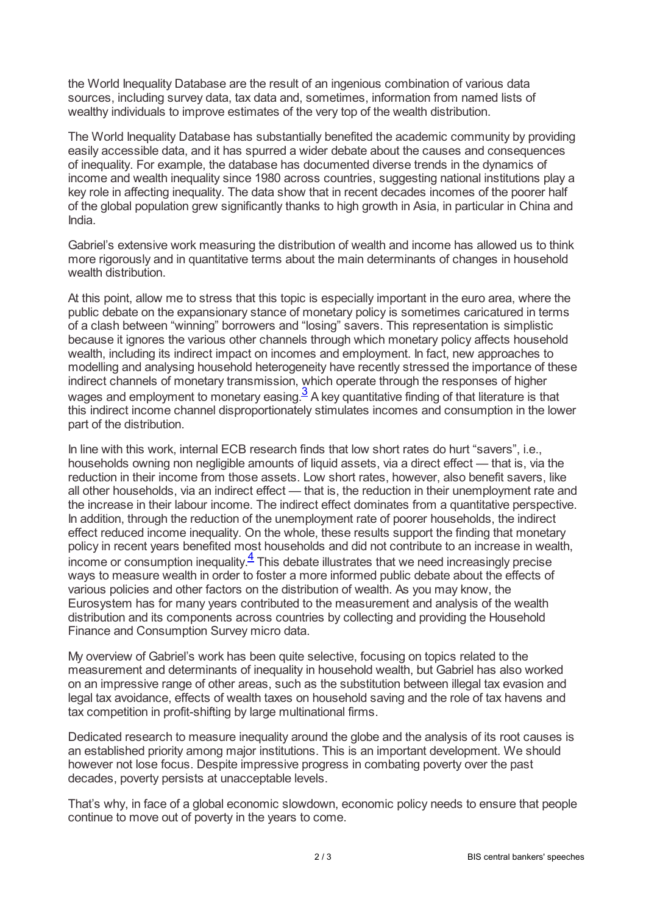the World Inequality Database are the result of an ingenious combination of various data sources, including survey data, tax data and, sometimes, information from named lists of wealthy individuals to improve estimates of the very top of the wealth distribution.

The World Inequality Database has substantially benefited the academic community by providing easily accessible data, and it has spurred a wider debate about the causes and consequences of inequality. For example, the database has documented diverse trends in the dynamics of income and wealth inequality since 1980 across countries, suggesting national institutions play a key role in affecting inequality. The data show that in recent decades incomes of the poorer half of the global population grew significantly thanks to high growth in Asia, in particular in China and India.

Gabriel's extensive work measuring the distribution of wealth and income has allowed us to think more rigorously and in quantitative terms about the main determinants of changes in household wealth distribution.

At this point, allow me to stress that this topic is especially important in the euro area, where the public debate on the expansionary stance of monetary policy is sometimes caricatured in terms of a clash between "winning" borrowers and "losing" savers. This representation is simplistic because it ignores the various other channels through which monetary policy affects household wealth, including its indirect impact on incomes and employment. In fact, new approaches to modelling and analysing household heterogeneity have recently stressed the importance of these indirect channels of monetary transmission, which operate through the responses of higher wages and employment to monetary easing.[3] A key quantitative finding of that literature is that this indirect income channel disproportionately stimulates incomes and consumption in the lower part of the distribution.

In line with this work, internal ECB research finds that low short rates do hurt "savers", i.e., households owning non negligible amounts of liquid assets, via a direct effect — that is, via the reduction in their income from those assets. Low short rates, however, also benefit savers, like all other households, via an indirect effect — that is, the reduction in their unemployment rate and the increase in their labour income. The indirect effect dominates from a quantitative perspective. In addition, through the reduction of the unemployment rate of poorer households, the indirect effect reduced income inequality. On the whole, these results support the finding that monetary policy in recent years benefited most households and did not contribute to an increase in wealth, income or consumption inequality.[4] This debate illustrates that we need increasingly precise ways to measure wealth in order to foster a more informed public debate about the effects of various policies and other factors on the distribution of wealth. As you may know, the Eurosystem has for many years contributed to the measurement and analysis of the wealth distribution and its components across countries by collecting and providing the Household Finance and Consumption Survey micro data.

My overview of Gabriel's work has been quite selective, focusing on topics related to the measurement and determinants of inequality in household wealth, but Gabriel has also worked on an impressive range of other areas, such as the substitution between illegal tax evasion and legal tax avoidance, effects of wealth taxes on household saving and the role of tax havens and tax competition in profit-shifting by large multinational firms.

Dedicated research to measure inequality around the globe and the analysis of its root causes is an established priority among major institutions. This is an important development. We should however not lose focus. Despite impressive progress in combating poverty over the past decades, poverty persists at unacceptable levels.

That's why, in face of a global economic slowdown, economic policy needs to ensure that people continue to move out of poverty in the years to come.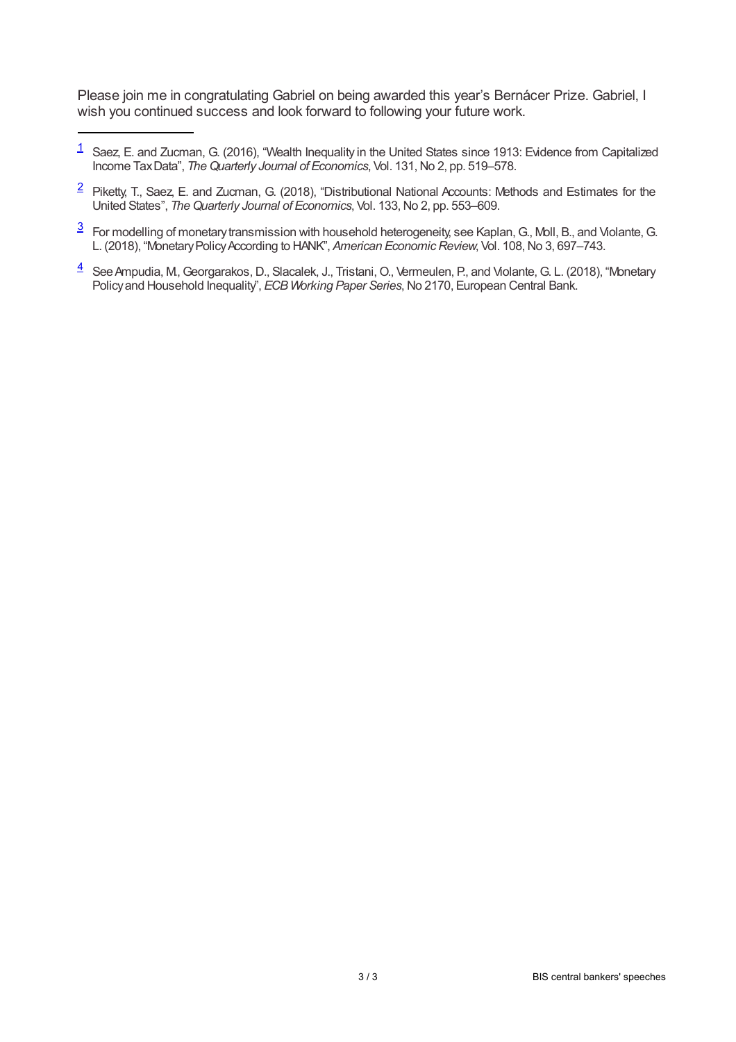Please join me in congratulating Gabriel on being awarded this year's Bernácer Prize. Gabriel, I wish you continued success and look forward to following your future work.

---

[1] Saez, E. and Zucman, G. (2016), "Wealth Inequality in the United States since 1913: Evidence from Capitalized Income Tax Data", *The Quarterly Journal of Economics*, Vol. 131, No 2, pp. 519–578.

[2] Piketty, T., Saez, E. and Zucman, G. (2018), "Distributional National Accounts: Methods and Estimates for the United States", *The Quarterly Journal of Economics*, Vol. 133, No 2, pp. 553–609.

[3] For modelling of monetary transmission with household heterogeneity, see Kaplan, G., Moll, B., and Violante, G. L. (2018), "Monetary Policy According to HANK", *American Economic Review*, Vol. 108, No 3, 697–743.

[4] See Ampudia, M., Georgarakos, D., Slacalek, J., Tristani, O., Vermeulen, P., and Violante, G. L. (2018), "Monetary Policy and Household Inequality", *ECB Working Paper Series*, No 2170, European Central Bank.